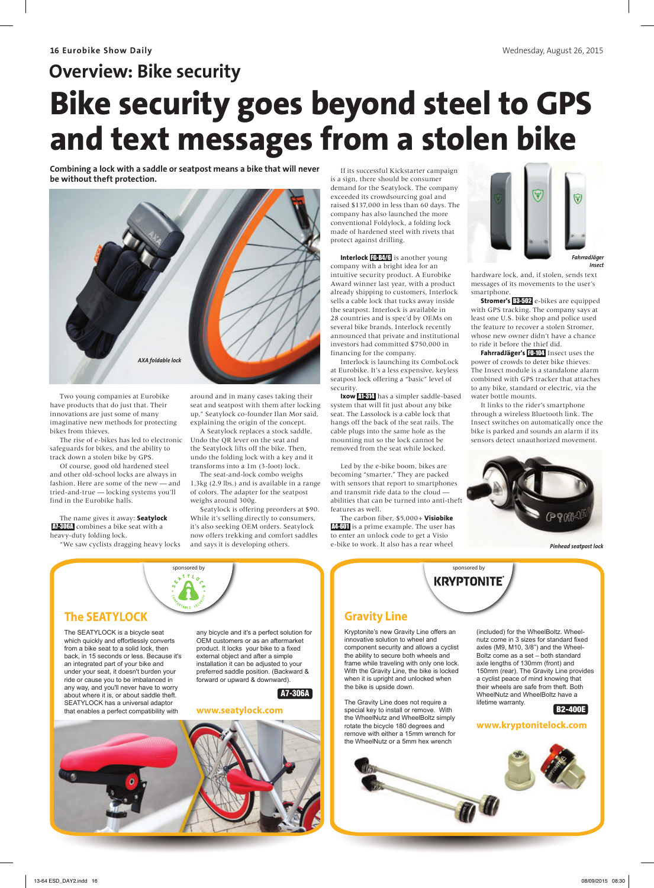## Overview: Bike security

# Bike security goes beyond steel to GPS and text messages from a stolen bike

**Combining a lock with a saddle or seatpost means a bike that will never be without theft protection.**

*AXA foldable lock*

Two young companies at Eurobike have products that do just that. Their innovations are just some of many imaginative new methods for protecting bikes from thieves.

The rise of e-bikes has led to electronic safeguards for bikes, and the ability to track down a stolen bike by GPS.

Of course, good old hardened steel and other old-school locks are always in fashion. Here are some of the new — and tried-and-true — locking systems you'll find in the Eurobike halls.

The name gives it away: **Seatylock** **A7-306A** combines a bike seat with a heavy-duty folding lock.

"We saw cyclists dragging heavy locks around and in many cases taking their seat and seatpost with them after locking up," Seatylock co-founder Ilan Mor said, explaining the origin of the concept.

A Seatylock replaces a stock saddle. Undo the QR lever on the seat and the Seatylock lifts off the bike. Then, undo the folding lock with a key and it transforms into a 1m (3-foot) lock.

The seat-and-lock combo weighs 1.3kg (2.9 lbs.) and is available in a range of colors. The adapter for the seatpost weighs around 300g.

Seatylock is offering preorders at $90. While it's selling directly to consumers, it's also seeking OEM orders. Seatylock now offers trekking and comfort saddles and says it is developing others.

If its successful Kickstarter campaign is a sign, there should be consumer demand for the Seatylock. The company exceeded its crowdsourcing goal and raised $137,000 in less than 60 days. The company has also launched the more conventional Foldylock, a folding lock made of hardened steel with rivets that protect against drilling.

**Interlock** **FG-B4/6** is another young company with a bright idea for an intuitive security product. A Eurobike Award winner last year, with a product already shipping to customers, Interlock sells a cable lock that tucks away inside the seatpost. Interlock is available in 28 countries and is spec'd by OEMs on several bike brands. Interlock recently announced that private and institutional investors had committed $750,000 in financing for the company.

Interlock is launching its ComboLock at Eurobike. It's a less expensive, keyless seatpost lock offering a "basic" level of security.

**Ixow** **A1-314** has a simpler saddle-based system that will fit just about any bike seat. The Lassolock is a cable lock that hangs off the back of the seat rails. The cable plugs into the same hole as the mounting nut so the lock cannot be removed from the seat while locked.

Led by the e-bike boom, bikes are becoming "smarter." They are packed with sensors that report to smartphones and transmit ride data to the cloud — abilities that can be turned into anti-theft features as well.

The carbon fiber, $5,000+ **Visiobike** **A4-601** is a prime example. The user has to enter an unlock code to get a Visio e-bike to work. It also has a rear wheel hardware lock, and, if stolen, sends text messages of its movements to the user's smartphone.

*FahrradJäger Insect*

**Stromer's** **B3-502** e-bikes are equipped with GPS tracking. The company says at least one U.S. bike shop and police used the feature to recover a stolen Stromer, whose new owner didn't have a chance to ride it before the thief did.

**FahrradJäger's** **FO-104** Insect uses the power of crowds to deter bike thieves. The Insect module is a standalone alarm combined with GPS tracker that attaches to any bike, standard or electric, via the water bottle mounts.

It links to the rider's smartphone through a wireless Bluetooth link. The Insect switches on automatically once the bike is parked and sounds an alarm if its sensors detect unauthorized movement.

*Pinhead seatpost lock*

---

sponsored by SEATYLOCK

### The SEATYLOCK

The SEATYLOCK is a bicycle seat which quickly and effortlessly converts from a bike seat to a solid lock, then back, in 15 seconds or less. Because it's an integrated part of your bike and under your seat, it doesn't burden your ride or cause you to be imbalanced in any way, and you'll never have to worry about where it is, or about saddle theft. SEATYLOCK has a universal adaptor that enables a perfect compatibility with any bicycle and it's a perfect solution for OEM customers or as an aftermarket product. It locks your bike to a fixed external object and after a simple installation it can be adjusted to your preferred saddle position. (Backward & forward or upward & downward).

**A7-306A**

**www.seatylock.com**

---

sponsored by KRYPTONITE

### Gravity Line

Kryptonite's new Gravity Line offers an innovative solution to wheel and component security and allows a cyclist the ability to secure both wheels and frame while traveling with only one lock. With the Gravity Line, the bike is locked when it is upright and unlocked when the bike is upside down.

The Gravity Line does not require a special key to install or remove. With the WheelNutz and WheelBoltz simply rotate the bicycle 180 degrees and remove with either a 15mm wrench for the WheelNutz or a 5mm hex wrench (included) for the WheelBoltz. WheelNutz come in 3 sizes for standard fixed axles (M9, M10, 3/8") and the WheelBoltz come as a set – both standard axle lengths of 130mm (front) and 150mm (rear). The Gravity Line provides a cyclist peace of mind knowing that their wheels are safe from theft. Both WheelNutz and WheelBoltz have a lifetime warranty.

**B2-400E**

**www.kryptonitelock.com**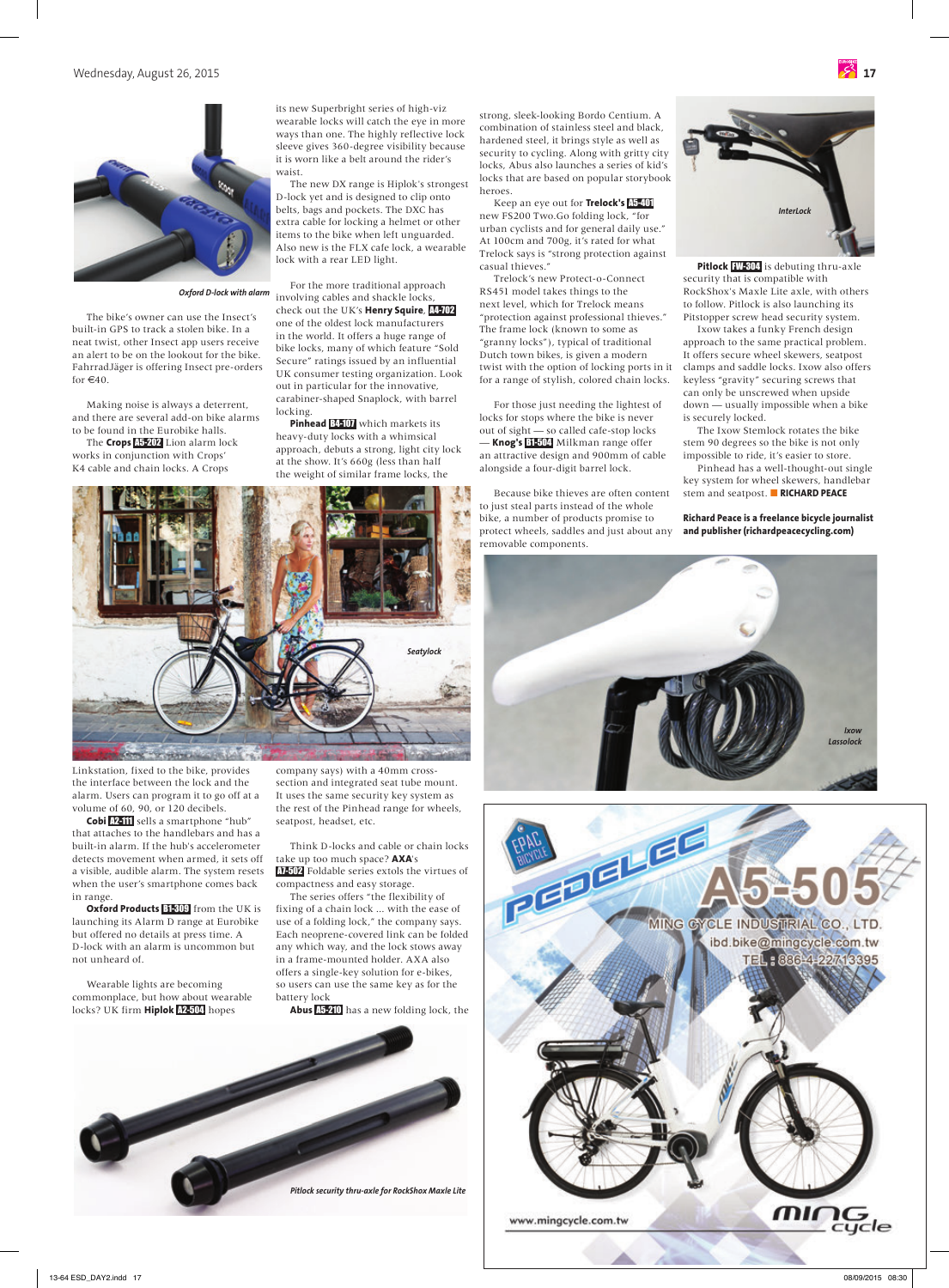*Oxford D-lock with alarm*

The bike's owner can use the Insect's built-in GPS to track a stolen bike. In a neat twist, other Insect app users receive an alert to be on the lookout for the bike. FahrradJäger is offering Insect pre-orders for €40.

Making noise is always a deterrent, and there are several add-on bike alarms to be found in the Eurobike halls.

The **Crops** A5-202 Lion alarm lock works in conjunction with Crops' K4 cable and chain locks. A Crops Linkstation, fixed to the bike, provides the interface between the lock and the alarm. Users can program it to go off at a volume of 60, 90, or 120 decibels.

**Cobi** A2-111 sells a smartphone "hub" that attaches to the handlebars and has a built-in alarm. If the hub's accelerometer detects movement when armed, it sets off a visible, audible alarm. The system resets when the user's smartphone comes back in range.

**Oxford Products** B1-309 from the UK is launching its Alarm D range at Eurobike but offered no details at press time. A D-lock with an alarm is uncommon but not unheard of.

Wearable lights are becoming commonplace, but how about wearable locks? UK firm **Hiplok** A2-504 hopes its new Superbright series of high-viz wearable locks will catch the eye in more ways than one. The highly reflective lock sleeve gives 360-degree visibility because it is worn like a belt around the rider's waist.

The new DX range is Hiplok's strongest D-lock yet and is designed to clip onto belts, bags and pockets. The DXC has extra cable for locking a helmet or other items to the bike when left unguarded. Also new is the FLX cafe lock, a wearable lock with a rear LED light.

For the more traditional approach involving cables and shackle locks, check out the UK's **Henry Squire**, A4-702 one of the oldest lock manufacturers in the world. It offers a huge range of bike locks, many of which feature "Sold Secure" ratings issued by an influential UK consumer testing organization. Look out in particular for the innovative, carabiner-shaped Snaplock, with barrel locking.

**Pinhead** B4-107 which markets its heavy-duty locks with a whimsical approach, debuts a strong, light city lock at the show. It's 660g (less than half the weight of similar frame locks, the company says) with a 40mm cross-section and integrated seat tube mount. It uses the same security key system as the rest of the Pinhead range for wheels, seatpost, headset, etc.

*Seatylock*

Think D-locks and cable or chain locks take up too much space? **AXA**'s A7-502 Foldable series extols the virtues of compactness and easy storage.

The series offers "the flexibility of fixing of a chain lock ... with the ease of use of a folding lock," the company says. Each neoprene-covered link can be folded any which way, and the lock stows away in a frame-mounted holder. AXA also offers a single-key solution for e-bikes, so users can use the same key as for the battery lock

**Abus** A5-210 has a new folding lock, the strong, sleek-looking Bordo Centium. A combination of stainless steel and black, hardened steel, it brings style as well as security to cycling. Along with gritty city locks, Abus also launches a series of kid's locks that are based on popular storybook heroes.

Keep an eye out for **Trelock's** A5-401 new FS200 Two.Go folding lock, "for urban cyclists and for general daily use." At 100cm and 700g, it's rated for what Trelock says is "strong protection against casual thieves."

Trelock's new Protect-o-Connect RS451 model takes things to the next level, which for Trelock means "protection against professional thieves." The frame lock (known to some as "granny locks"), typical of traditional Dutch town bikes, is given a modern twist with the option of locking ports in it for a range of stylish, colored chain locks.

For those just needing the lightest of locks for stops where the bike is never out of sight — so called cafe-stop locks — **Knog's** B1-504 Milkman range offer an attractive design and 900mm of cable alongside a four-digit barrel lock.

Because bike thieves are often content to just steal parts instead of the whole bike, a number of products promise to protect wheels, saddles and just about any removable components.

*InterLock*

**Pitlock** FW-304 is debuting thru-axle security that is compatible with RockShox's Maxle Lite axle, with others to follow. Pitlock is also launching its Pitstopper screw head security system.

Ixow takes a funky French design approach to the same practical problem. It offers secure wheel skewers, seatpost clamps and saddle locks. Ixow also offers keyless "gravity" securing screws that can only be unscrewed when upside down — usually impossible when a bike is securely locked.

The Ixow Stemlock rotates the bike stem 90 degrees so the bike is not only impossible to ride, it's easier to store.

Pinhead has a well-thought-out single key system for wheel skewers, handlebar stem and seatpost. ■ **RICHARD PEACE**

**Richard Peace is a freelance bicycle journalist and publisher (richardpeacecycling.com)**

*Ixow Lassolock*

*Pitlock security thru-axle for RockShox Maxle Lite*

EPAC BICYCLE
PEDELEC
A5-505
MING CYCLE INDUSTRIAL CO., LTD.
ibd.bike@mingcycle.com.tw
TEL : 886-4-22713395
www.mingcycle.com.tw
MING cycle